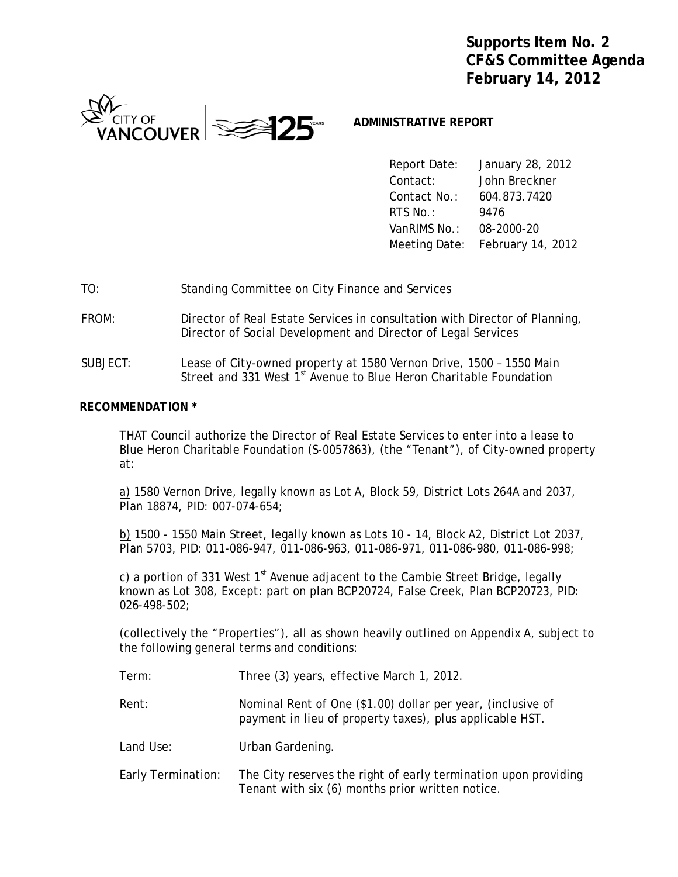**Supports Item No. 2**
**CF&S Committee Agenda**
**February 14, 2012**

CITY OF VANCOUVER | 125 YEARS

**ADMINISTRATIVE REPORT**

| | |
|---|---|
| Report Date: | January 28, 2012 |
| Contact: | John Breckner |
| Contact No.: | 604.873.7420 |
| RTS No.: | 9476 |
| VanRIMS No.: | 08-2000-20 |
| Meeting Date: | February 14, 2012 |

TO: Standing Committee on City Finance and Services

FROM: Director of Real Estate Services in consultation with Director of Planning, Director of Social Development and Director of Legal Services

SUBJECT: Lease of City-owned property at 1580 Vernon Drive, 1500 – 1550 Main Street and 331 West 1st Avenue to Blue Heron Charitable Foundation

**RECOMMENDATION ***

THAT Council authorize the Director of Real Estate Services to enter into a lease to Blue Heron Charitable Foundation (S-0057863), (the "Tenant"), of City-owned property at:

a) 1580 Vernon Drive, legally known as Lot A, Block 59, District Lots 264A and 2037, Plan 18874, PID: 007-074-654;

b) 1500 - 1550 Main Street, legally known as Lots 10 - 14, Block A2, District Lot 2037, Plan 5703, PID: 011-086-947, 011-086-963, 011-086-971, 011-086-980, 011-086-998;

c) a portion of 331 West 1st Avenue adjacent to the Cambie Street Bridge, legally known as Lot 308, Except: part on plan BCP20724, False Creek, Plan BCP20723, PID: 026-498-502;

(collectively the "Properties"), all as shown heavily outlined on Appendix A, subject to the following general terms and conditions:

| | |
|---|---|
| Term: | Three (3) years, effective March 1, 2012. |
| Rent: | Nominal Rent of One ($1.00) dollar per year, (inclusive of payment in lieu of property taxes), plus applicable HST. |
| Land Use: | Urban Gardening. |
| Early Termination: | The City reserves the right of early termination upon providing Tenant with six (6) months prior written notice. |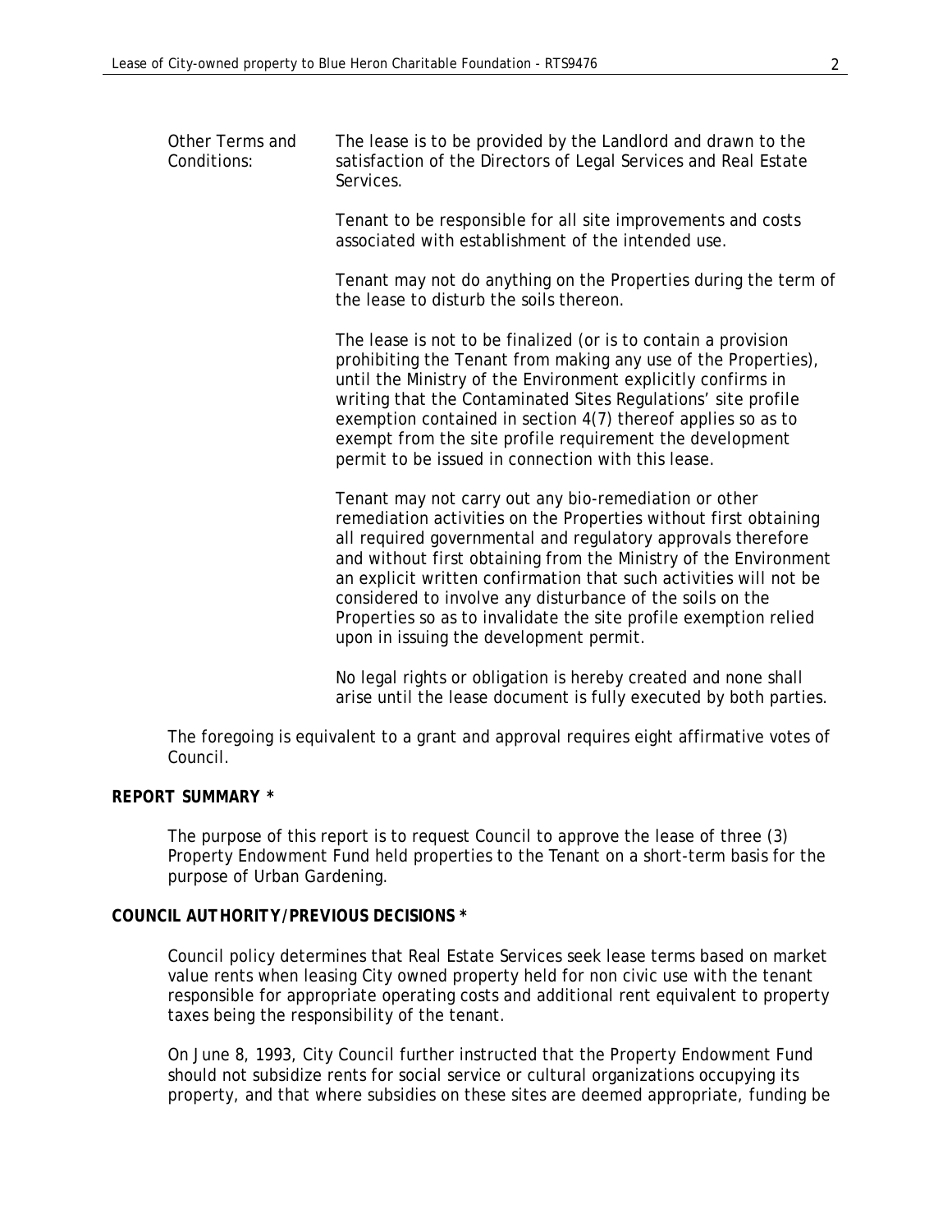Other Terms and Conditions: The lease is to be provided by the Landlord and drawn to the satisfaction of the Directors of Legal Services and Real Estate Services.

Tenant to be responsible for all site improvements and costs associated with establishment of the intended use.

Tenant may not do anything on the Properties during the term of the lease to disturb the soils thereon.

The lease is not to be finalized (or is to contain a provision prohibiting the Tenant from making any use of the Properties), until the Ministry of the Environment explicitly confirms in writing that the Contaminated Sites Regulations' site profile exemption contained in section 4(7) thereof applies so as to exempt from the site profile requirement the development permit to be issued in connection with this lease.

Tenant may not carry out any bio-remediation or other remediation activities on the Properties without first obtaining all required governmental and regulatory approvals therefore and without first obtaining from the Ministry of the Environment an explicit written confirmation that such activities will not be considered to involve any disturbance of the soils on the Properties so as to invalidate the site profile exemption relied upon in issuing the development permit.

No legal rights or obligation is hereby created and none shall arise until the lease document is fully executed by both parties.

The foregoing is equivalent to a grant and approval requires eight affirmative votes of Council.

**REPORT SUMMARY ***

The purpose of this report is to request Council to approve the lease of three (3) Property Endowment Fund held properties to the Tenant on a short-term basis for the purpose of Urban Gardening.

**COUNCIL AUTHORITY/PREVIOUS DECISIONS ***

Council policy determines that Real Estate Services seek lease terms based on market value rents when leasing City owned property held for non civic use with the tenant responsible for appropriate operating costs and additional rent equivalent to property taxes being the responsibility of the tenant.

On June 8, 1993, City Council further instructed that the Property Endowment Fund should not subsidize rents for social service or cultural organizations occupying its property, and that where subsidies on these sites are deemed appropriate, funding be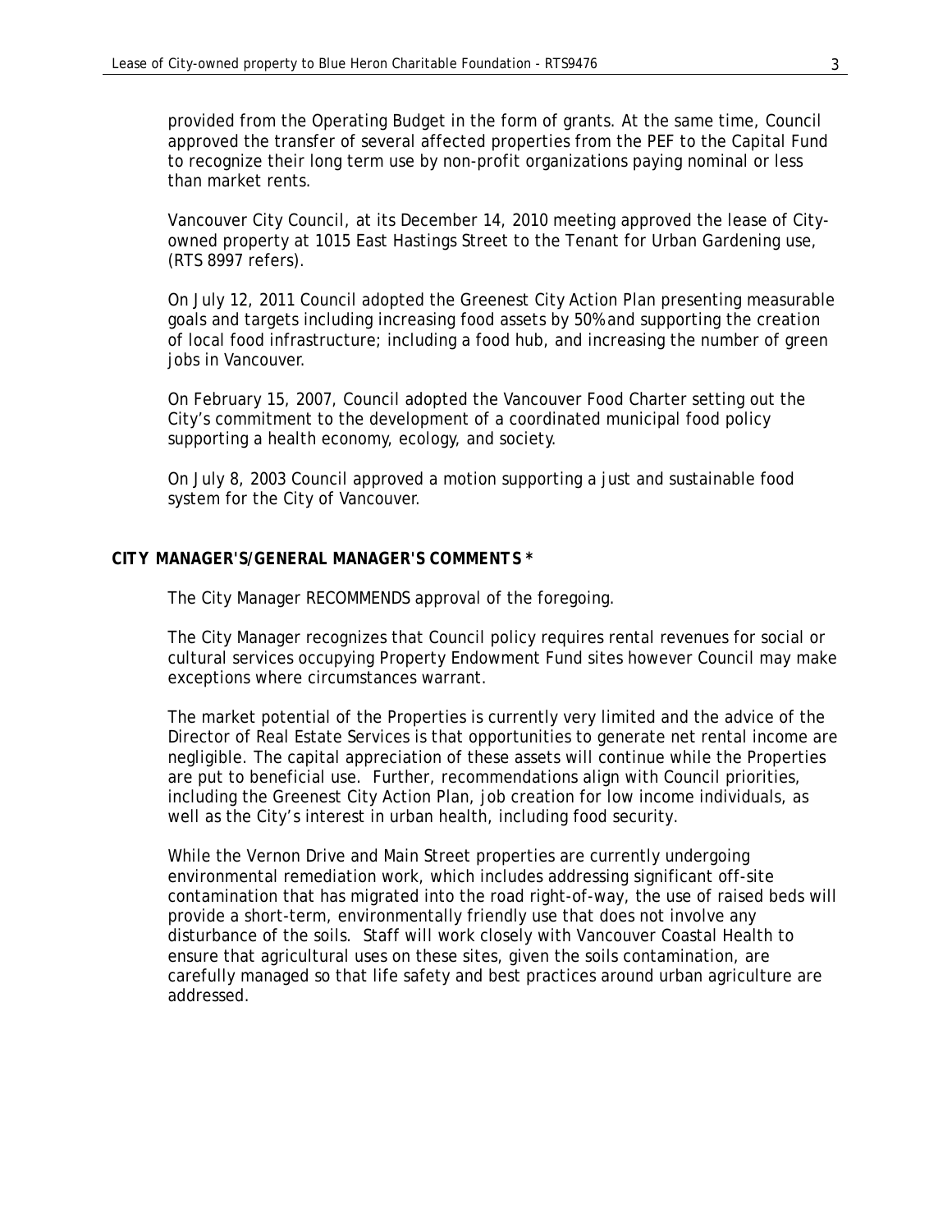provided from the Operating Budget in the form of grants. At the same time, Council approved the transfer of several affected properties from the PEF to the Capital Fund to recognize their long term use by non-profit organizations paying nominal or less than market rents.

Vancouver City Council, at its December 14, 2010 meeting approved the lease of City-owned property at 1015 East Hastings Street to the Tenant for Urban Gardening use, (RTS 8997 refers).

On July 12, 2011 Council adopted the Greenest City Action Plan presenting measurable goals and targets including increasing food assets by 50% and supporting the creation of local food infrastructure; including a food hub, and increasing the number of green jobs in Vancouver.

On February 15, 2007, Council adopted the Vancouver Food Charter setting out the City's commitment to the development of a coordinated municipal food policy supporting a health economy, ecology, and society.

On July 8, 2003 Council approved a motion supporting a just and sustainable food system for the City of Vancouver.

## CITY MANAGER'S/GENERAL MANAGER'S COMMENTS *

The City Manager RECOMMENDS approval of the foregoing.

The City Manager recognizes that Council policy requires rental revenues for social or cultural services occupying Property Endowment Fund sites however Council may make exceptions where circumstances warrant.

The market potential of the Properties is currently very limited and the advice of the Director of Real Estate Services is that opportunities to generate net rental income are negligible. The capital appreciation of these assets will continue while the Properties are put to beneficial use. Further, recommendations align with Council priorities, including the Greenest City Action Plan, job creation for low income individuals, as well as the City's interest in urban health, including food security.

While the Vernon Drive and Main Street properties are currently undergoing environmental remediation work, which includes addressing significant off-site contamination that has migrated into the road right-of-way, the use of raised beds will provide a short-term, environmentally friendly use that does not involve any disturbance of the soils. Staff will work closely with Vancouver Coastal Health to ensure that agricultural uses on these sites, given the soils contamination, are carefully managed so that life safety and best practices around urban agriculture are addressed.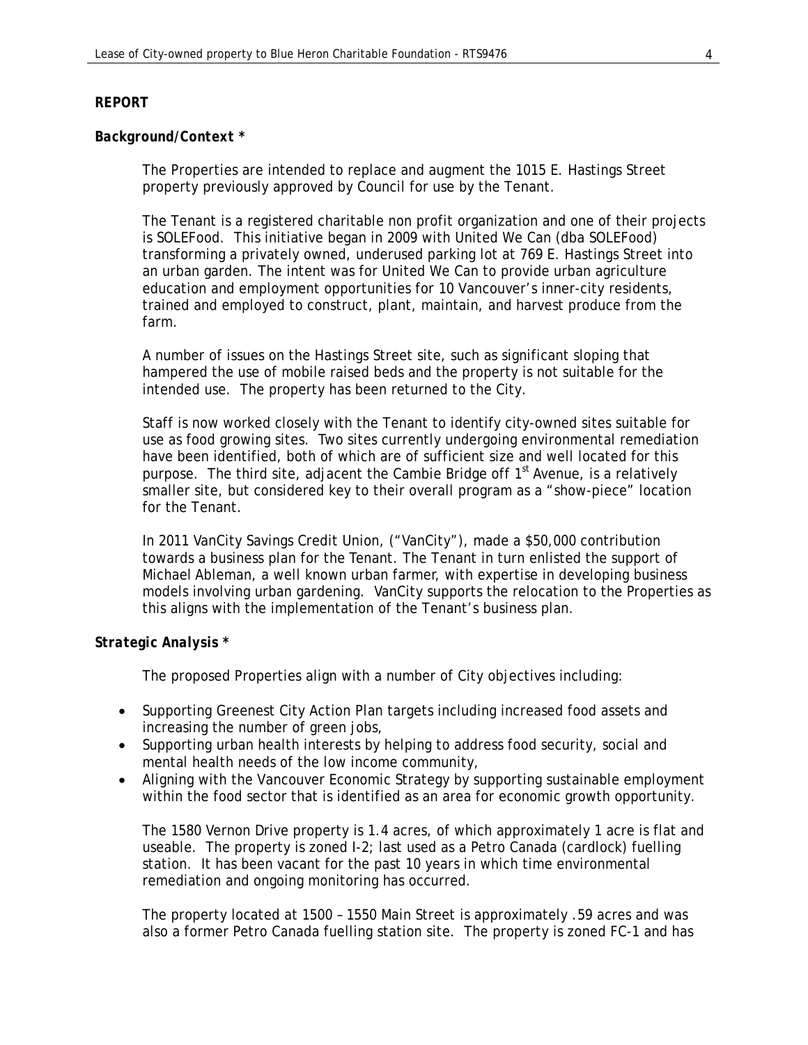### REPORT

#### *Background/Context \**

The Properties are intended to replace and augment the 1015 E. Hastings Street property previously approved by Council for use by the Tenant.

The Tenant is a registered charitable non profit organization and one of their projects is SOLEFood. This initiative began in 2009 with United We Can (dba SOLEFood) transforming a privately owned, underused parking lot at 769 E. Hastings Street into an urban garden. The intent was for United We Can to provide urban agriculture education and employment opportunities for 10 Vancouver's inner-city residents, trained and employed to construct, plant, maintain, and harvest produce from the farm.

A number of issues on the Hastings Street site, such as significant sloping that hampered the use of mobile raised beds and the property is not suitable for the intended use. The property has been returned to the City.

Staff is now worked closely with the Tenant to identify city-owned sites suitable for use as food growing sites. Two sites currently undergoing environmental remediation have been identified, both of which are of sufficient size and well located for this purpose. The third site, adjacent the Cambie Bridge off 1st Avenue, is a relatively smaller site, but considered key to their overall program as a "show-piece" location for the Tenant.

In 2011 VanCity Savings Credit Union, ("VanCity"), made a $50,000 contribution towards a business plan for the Tenant. The Tenant in turn enlisted the support of Michael Ableman, a well known urban farmer, with expertise in developing business models involving urban gardening. VanCity supports the relocation to the Properties as this aligns with the implementation of the Tenant's business plan.

#### *Strategic Analysis \**

The proposed Properties align with a number of City objectives including:

- Supporting Greenest City Action Plan targets including increased food assets and increasing the number of green jobs,
- Supporting urban health interests by helping to address food security, social and mental health needs of the low income community,
- Aligning with the Vancouver Economic Strategy by supporting sustainable employment within the food sector that is identified as an area for economic growth opportunity.

The 1580 Vernon Drive property is 1.4 acres, of which approximately 1 acre is flat and useable. The property is zoned I-2; last used as a Petro Canada (cardlock) fuelling station. It has been vacant for the past 10 years in which time environmental remediation and ongoing monitoring has occurred.

The property located at 1500 – 1550 Main Street is approximately .59 acres and was also a former Petro Canada fuelling station site. The property is zoned FC-1 and has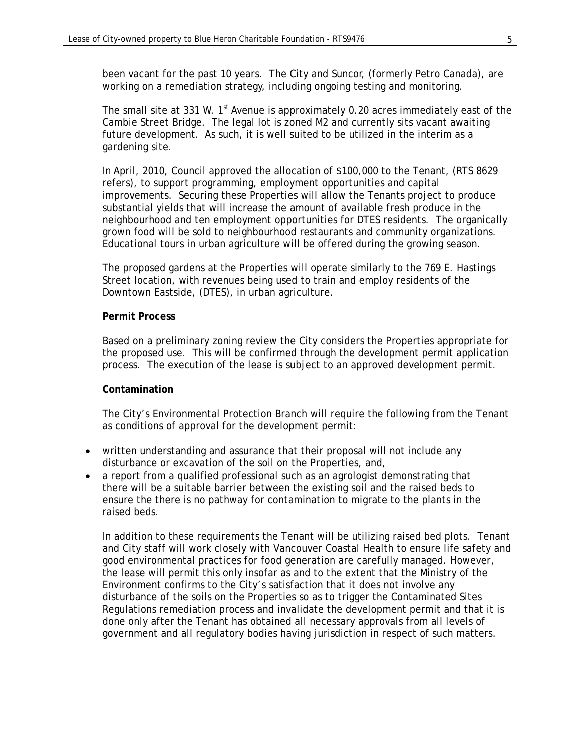been vacant for the past 10 years. The City and Suncor, (formerly Petro Canada), are working on a remediation strategy, including ongoing testing and monitoring.

The small site at 331 W. 1st Avenue is approximately 0.20 acres immediately east of the Cambie Street Bridge. The legal lot is zoned M2 and currently sits vacant awaiting future development. As such, it is well suited to be utilized in the interim as a gardening site.

In April, 2010, Council approved the allocation of $100,000 to the Tenant, (RTS 8629 refers), to support programming, employment opportunities and capital improvements. Securing these Properties will allow the Tenants project to produce substantial yields that will increase the amount of available fresh produce in the neighbourhood and ten employment opportunities for DTES residents. The organically grown food will be sold to neighbourhood restaurants and community organizations. Educational tours in urban agriculture will be offered during the growing season.

The proposed gardens at the Properties will operate similarly to the 769 E. Hastings Street location, with revenues being used to train and employ residents of the Downtown Eastside, (DTES), in urban agriculture.

**Permit Process**

Based on a preliminary zoning review the City considers the Properties appropriate for the proposed use. This will be confirmed through the development permit application process. The execution of the lease is subject to an approved development permit.

**Contamination**

The City's Environmental Protection Branch will require the following from the Tenant as conditions of approval for the development permit:

- written understanding and assurance that their proposal will not include any disturbance or excavation of the soil on the Properties, and,
- a report from a qualified professional such as an agrologist demonstrating that there will be a suitable barrier between the existing soil and the raised beds to ensure the there is no pathway for contamination to migrate to the plants in the raised beds.

In addition to these requirements the Tenant will be utilizing raised bed plots. Tenant and City staff will work closely with Vancouver Coastal Health to ensure life safety and good environmental practices for food generation are carefully managed. However, the lease will permit this only insofar as and to the extent that the Ministry of the Environment confirms to the City's satisfaction that it does not involve any disturbance of the soils on the Properties so as to trigger the Contaminated Sites Regulations remediation process and invalidate the development permit and that it is done only after the Tenant has obtained all necessary approvals from all levels of government and all regulatory bodies having jurisdiction in respect of such matters.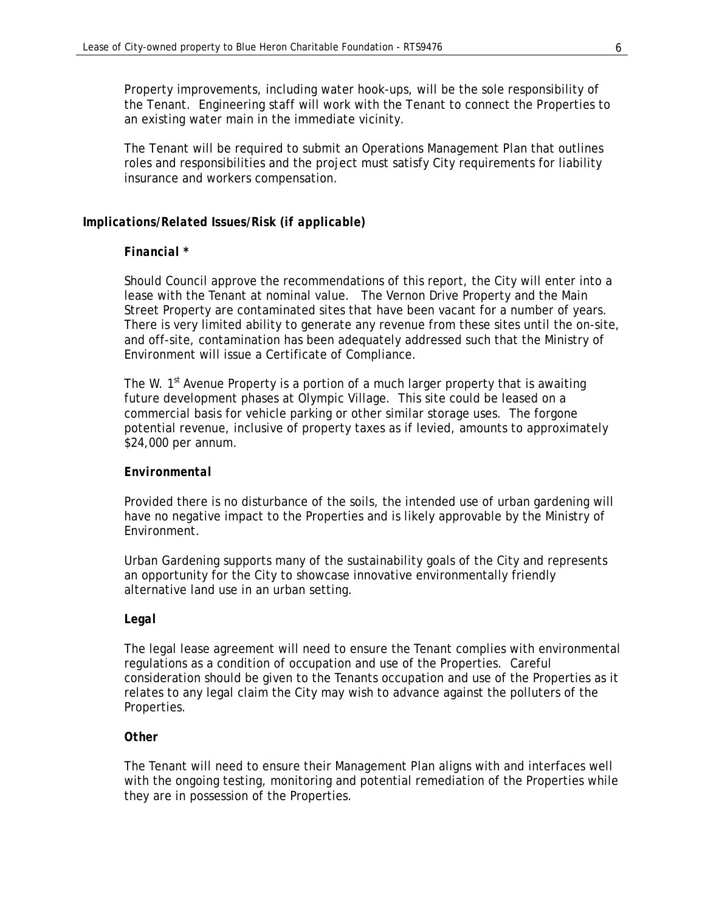Property improvements, including water hook-ups, will be the sole responsibility of the Tenant. Engineering staff will work with the Tenant to connect the Properties to an existing water main in the immediate vicinity.

The Tenant will be required to submit an Operations Management Plan that outlines roles and responsibilities and the project must satisfy City requirements for liability insurance and workers compensation.

### *Implications/Related Issues/Risk (if applicable)*

#### *Financial \**

Should Council approve the recommendations of this report, the City will enter into a lease with the Tenant at nominal value. The Vernon Drive Property and the Main Street Property are contaminated sites that have been vacant for a number of years. There is very limited ability to generate any revenue from these sites until the on-site, and off-site, contamination has been adequately addressed such that the Ministry of Environment will issue a Certificate of Compliance.

The W. 1st Avenue Property is a portion of a much larger property that is awaiting future development phases at Olympic Village. This site could be leased on a commercial basis for vehicle parking or other similar storage uses. The forgone potential revenue, inclusive of property taxes as if levied, amounts to approximately $24,000 per annum.

#### *Environmental*

Provided there is no disturbance of the soils, the intended use of urban gardening will have no negative impact to the Properties and is likely approvable by the Ministry of Environment.

Urban Gardening supports many of the sustainability goals of the City and represents an opportunity for the City to showcase innovative environmentally friendly alternative land use in an urban setting.

#### *Legal*

The legal lease agreement will need to ensure the Tenant complies with environmental regulations as a condition of occupation and use of the Properties. Careful consideration should be given to the Tenants occupation and use of the Properties as it relates to any legal claim the City may wish to advance against the polluters of the Properties.

#### *Other*

The Tenant will need to ensure their Management Plan aligns with and interfaces well with the ongoing testing, monitoring and potential remediation of the Properties while they are in possession of the Properties.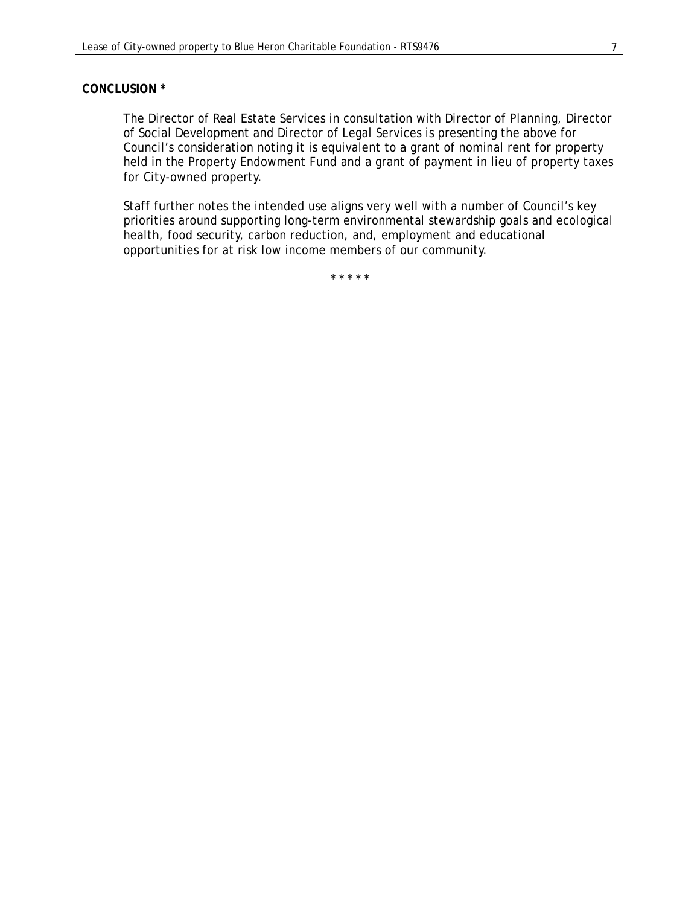**CONCLUSION ***

The Director of Real Estate Services in consultation with Director of Planning, Director of Social Development and Director of Legal Services is presenting the above for Council's consideration noting it is equivalent to a grant of nominal rent for property held in the Property Endowment Fund and a grant of payment in lieu of property taxes for City-owned property.

Staff further notes the intended use aligns very well with a number of Council's key priorities around supporting long-term environmental stewardship goals and ecological health, food security, carbon reduction, and, employment and educational opportunities for at risk low income members of our community.

* * * * *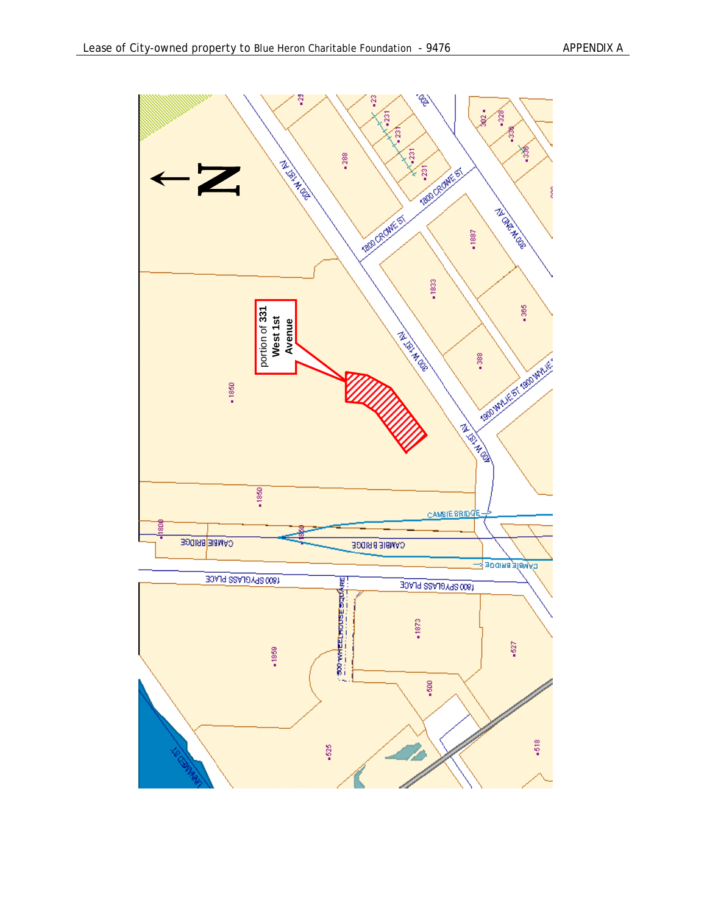portion of **331 West 1st Avenue**

N

200 W 1ST AV

300 W 1ST AV

400 W 1ST AV

1800 CROWE ST

300 W 2ND AV

1900 WYLIE ST

CAMBIE BRIDGE

1800 SPYGLASS PLACE

300 WHEELHOUSE SQUARE

UNNAMED ST

288

231

23

302

328

336

1887

1833

365

388

1850

1800

1859

1873

527

500

525

518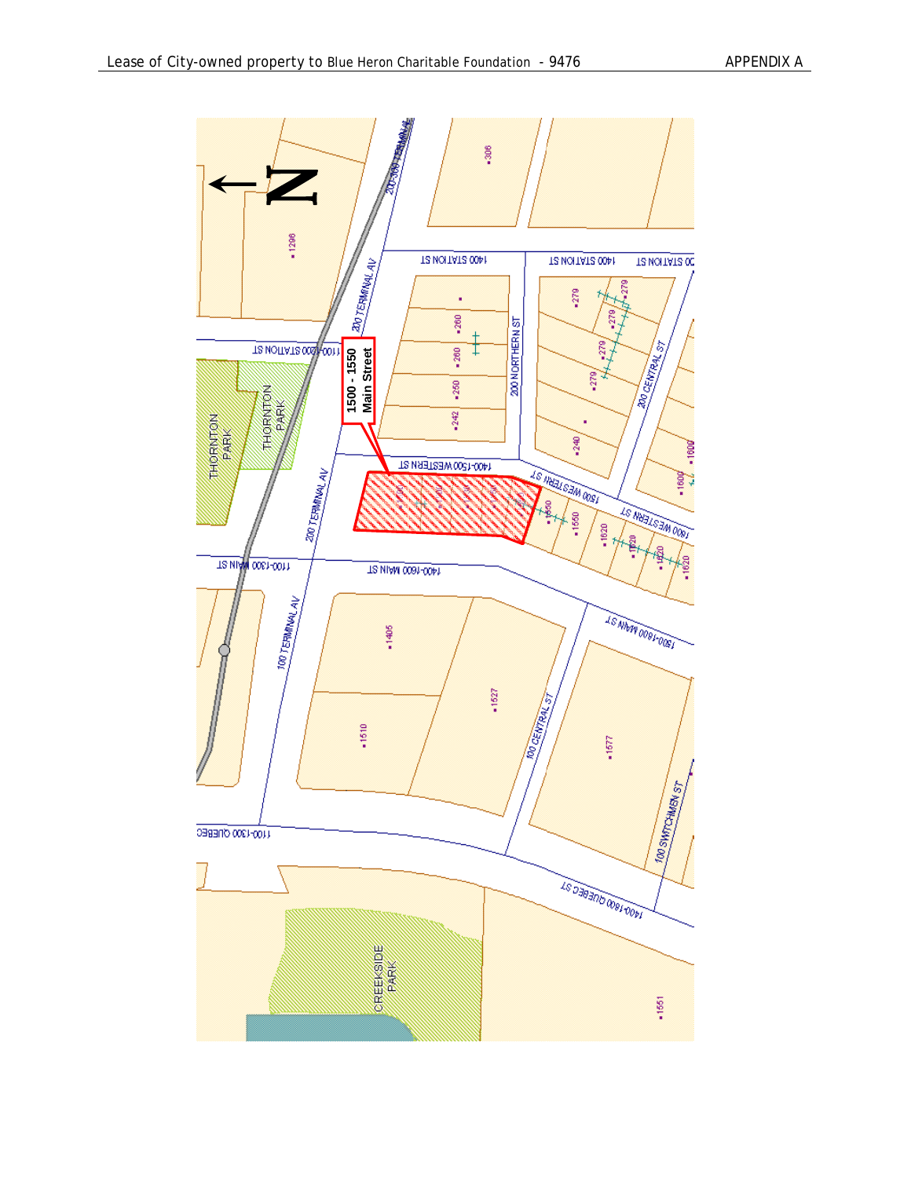# APPENDIX A

**1500 - 1550 Main Street**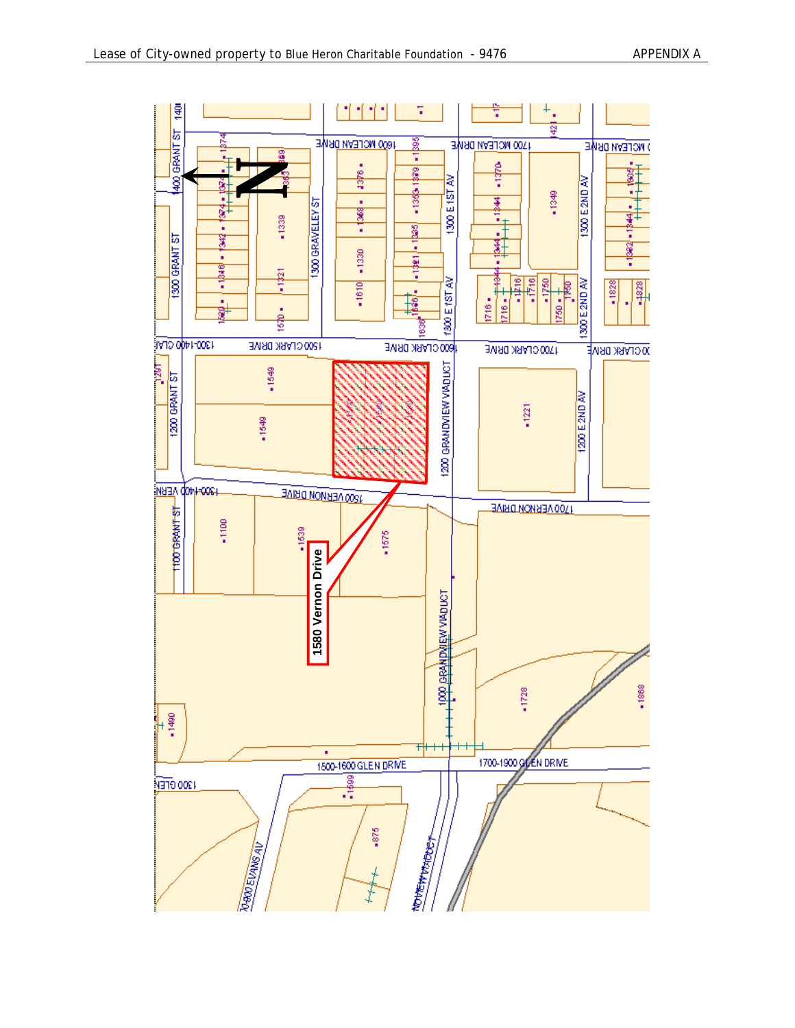APPENDIX A

1580 Vernon Drive

1300 GRANT ST

1200 GRANT ST

1100 GRANT ST

1300 GRAVELEY ST

1300 E 1ST AV

1300 E 2ND AV

1200 E 2ND AV

1600 MCLEAN DRIVE

1700 MCLEAN DRIVE

1500 CLARK DRIVE

1600 CLARK DRIVE

1700 CLARK DRIVE

1500 VERNON DRIVE

1700 VERNON DRIVE

1200 GRANDVIEW VIADUCT

1000 GRANDVIEW VIADUCT

1500-1600 GLEN DRIVE

1700-1900 GLEN DRIVE